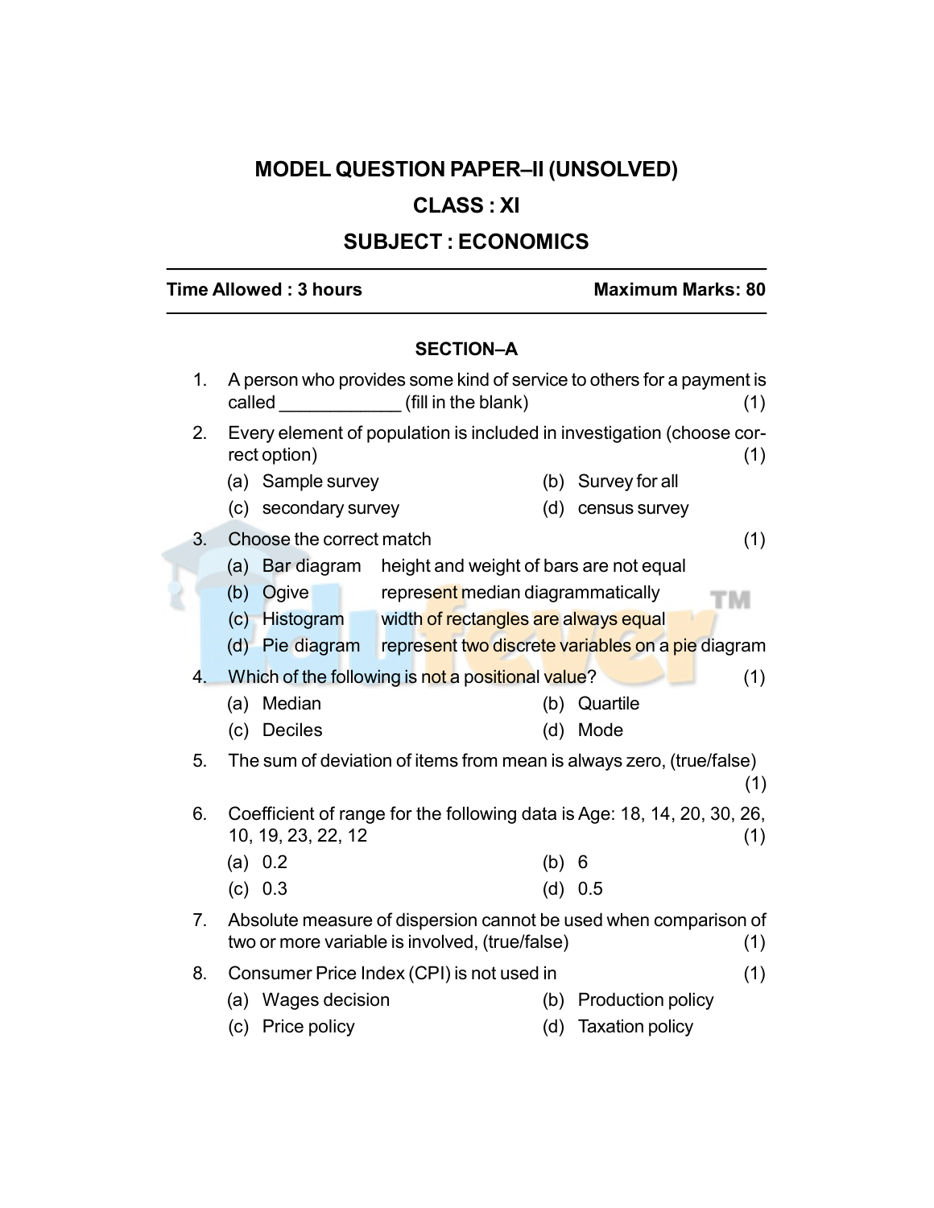# MODEL QUESTION PAPER–II (UNSOLVED)

## CLASS : XI

## SUBJECT : ECONOMICS

**Time Allowed : 3 hours** **Maximum Marks: 80**

### SECTION–A

1. A person who provides some kind of service to others for a payment is called ____________ (fill in the blank) (1)

2. Every element of population is included in investigation (choose correct option) (1)
   - (a) Sample survey
   - (b) Survey for all
   - (c) secondary survey
   - (d) census survey

3. Choose the correct match (1)
   - (a) Bar diagram — height and weight of bars are not equal
   - (b) Ogive — represent median diagrammatically
   - (c) Histogram — width of rectangles are always equal
   - (d) Pie diagram — represent two discrete variables on a pie diagram

4. Which of the following is not a positional value? (1)
   - (a) Median
   - (b) Quartile
   - (c) Deciles
   - (d) Mode

5. The sum of deviation of items from mean is always zero, (true/false) (1)

6. Coefficient of range for the following data is Age: 18, 14, 20, 30, 26, 10, 19, 23, 22, 12 (1)
   - (a) 0.2
   - (b) 6
   - (c) 0.3
   - (d) 0.5

7. Absolute measure of dispersion cannot be used when comparison of two or more variable is involved, (true/false) (1)

8. Consumer Price Index (CPI) is not used in (1)
   - (a) Wages decision
   - (b) Production policy
   - (c) Price policy
   - (d) Taxation policy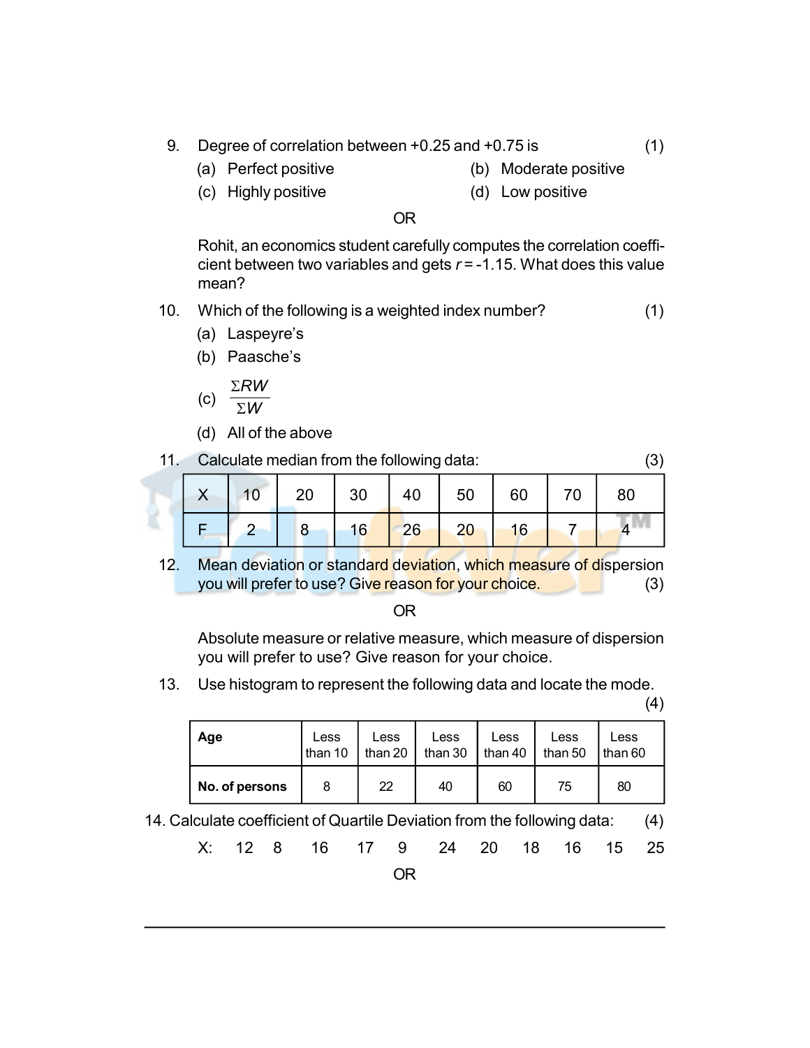9. Degree of correlation between +0.25 and +0.75 is (1)

   (a) Perfect positive
   (b) Moderate positive
   (c) Highly positive
   (d) Low positive

OR

Rohit, an economics student carefully computes the correlation coefficient between two variables and gets $r = -1.15$. What does this value mean?

10. Which of the following is a weighted index number? (1)

   (a) Laspeyre's
   (b) Paasche's
   (c) $\frac{\Sigma RW}{\Sigma W}$
   (d) All of the above

11. Calculate median from the following data: (3)

| X | 10 | 20 | 30 | 40 | 50 | 60 | 70 | 80 |
|---|---|---|---|---|---|---|---|---|
| F | 2 | 8 | 16 | 26 | 20 | 16 | 7 | 4 |

12. Mean deviation or standard deviation, which measure of dispersion you will prefer to use? Give reason for your choice. (3)

OR

Absolute measure or relative measure, which measure of dispersion you will prefer to use? Give reason for your choice.

13. Use histogram to represent the following data and locate the mode. (4)

| Age | Less than 10 | Less than 20 | Less than 30 | Less than 40 | Less than 50 | Less than 60 |
|---|---|---|---|---|---|---|
| No. of persons | 8 | 22 | 40 | 60 | 75 | 80 |

14. Calculate coefficient of Quartile Deviation from the following data: (4)

X: 12 8 16 17 9 24 20 18 16 15 25

OR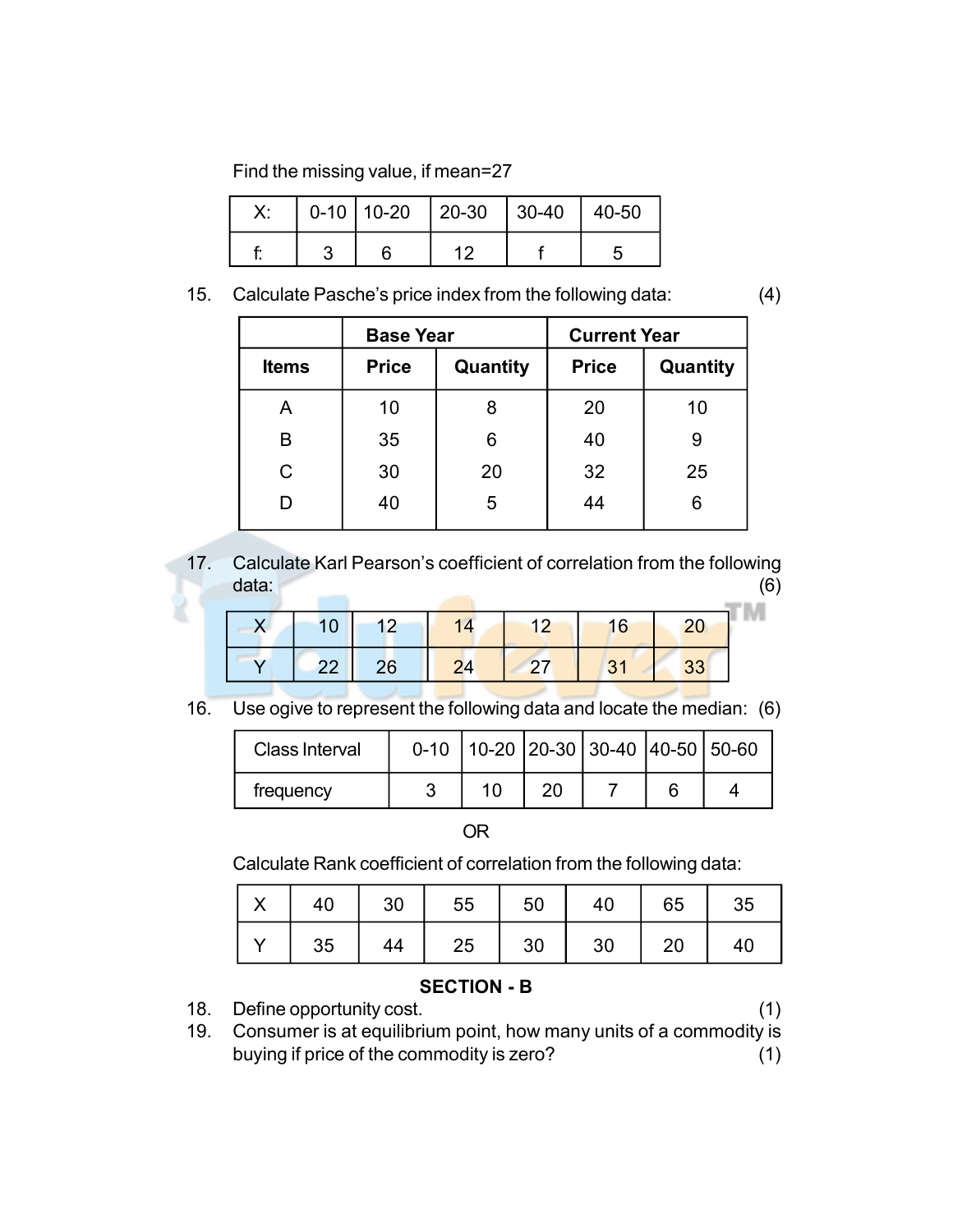Find the missing value, if mean=27

| X: | 0-10 | 10-20 | 20-30 | 30-40 | 40-50 |
|---|---|---|---|---|---|
| f: | 3 | 6 | 12 | f | 5 |

15. Calculate Pasche's price index from the following data: (4)

| | Base Year | | Current Year | |
|---|---|---|---|---|
| **Items** | **Price** | **Quantity** | **Price** | **Quantity** |
| A | 10 | 8 | 20 | 10 |
| B | 35 | 6 | 40 | 9 |
| C | 30 | 20 | 32 | 25 |
| D | 40 | 5 | 44 | 6 |

17. Calculate Karl Pearson's coefficient of correlation from the following data: (6)

| X | 10 | 12 | 14 | 12 | 16 | 20 |
|---|---|---|---|---|---|---|
| Y | 22 | 26 | 24 | 27 | 31 | 33 |

16. Use ogive to represent the following data and locate the median: (6)

| Class Interval | 0-10 | 10-20 | 20-30 | 30-40 | 40-50 | 50-60 |
|---|---|---|---|---|---|---|
| frequency | 3 | 10 | 20 | 7 | 6 | 4 |

OR

Calculate Rank coefficient of correlation from the following data:

| X | 40 | 30 | 55 | 50 | 40 | 65 | 35 |
|---|---|---|---|---|---|---|---|
| Y | 35 | 44 | 25 | 30 | 30 | 20 | 40 |

## SECTION - B

18. Define opportunity cost. (1)
19. Consumer is at equilibrium point, how many units of a commodity is buying if price of the commodity is zero? (1)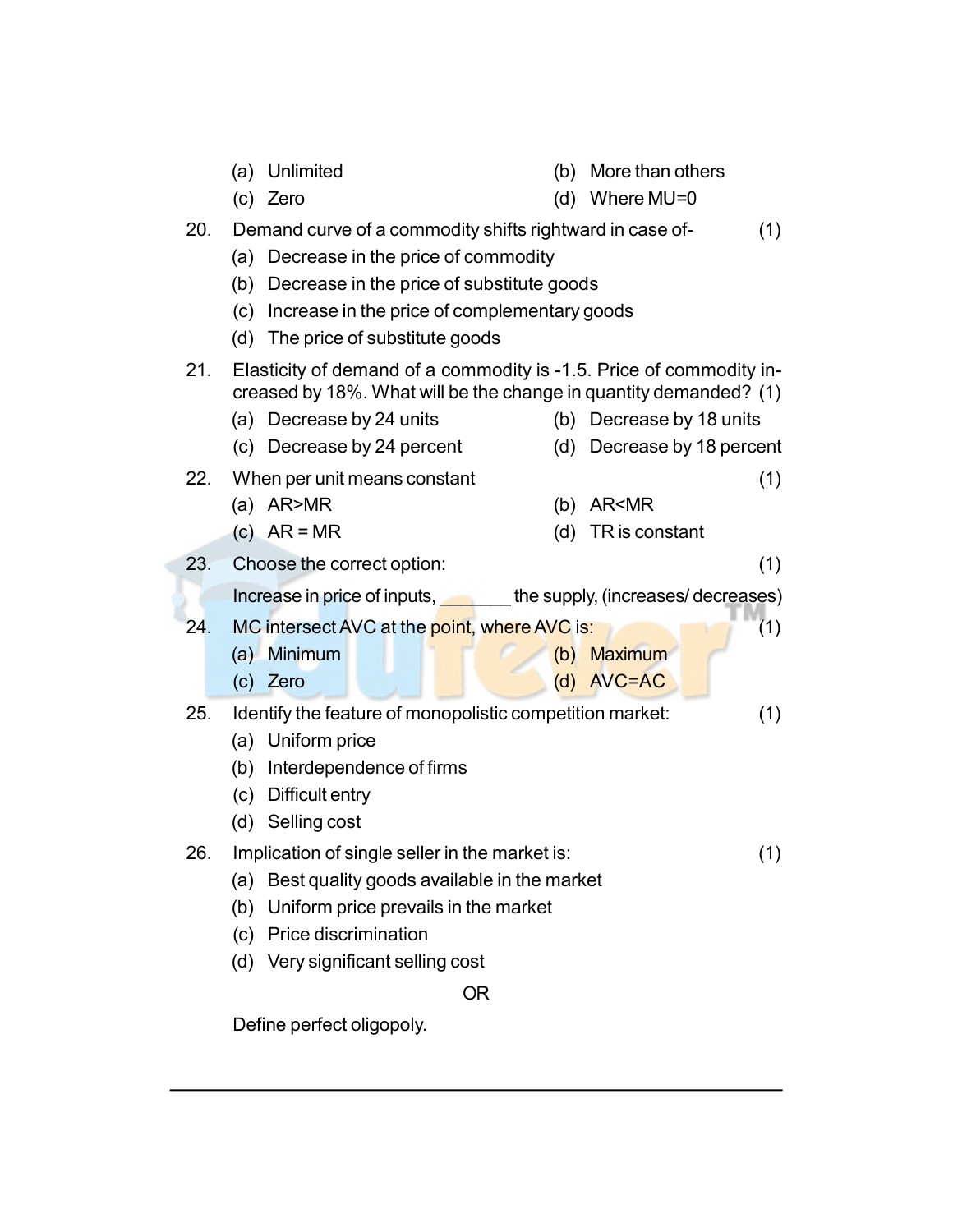(a) Unlimited
(b) More than others
(c) Zero
(d) Where MU=0

20. Demand curve of a commodity shifts rightward in case of- (1)
   (a) Decrease in the price of commodity
   (b) Decrease in the price of substitute goods
   (c) Increase in the price of complementary goods
   (d) The price of substitute goods

21. Elasticity of demand of a commodity is -1.5. Price of commodity increased by 18%. What will be the change in quantity demanded? (1)
   (a) Decrease by 24 units
   (b) Decrease by 18 units
   (c) Decrease by 24 percent
   (d) Decrease by 18 percent

22. When per unit means constant (1)
   (a) AR>MR
   (b) AR<MR
   (c) AR = MR
   (d) TR is constant

23. Choose the correct option: (1)

   Increase in price of inputs, _______ the supply, (increases/ decreases)

24. MC intersect AVC at the point, where AVC is: (1)
   (a) Minimum
   (b) Maximum
   (c) Zero
   (d) AVC=AC

25. Identify the feature of monopolistic competition market: (1)
   (a) Uniform price
   (b) Interdependence of firms
   (c) Difficult entry
   (d) Selling cost

26. Implication of single seller in the market is: (1)
   (a) Best quality goods available in the market
   (b) Uniform price prevails in the market
   (c) Price discrimination
   (d) Very significant selling cost

OR

Define perfect oligopoly.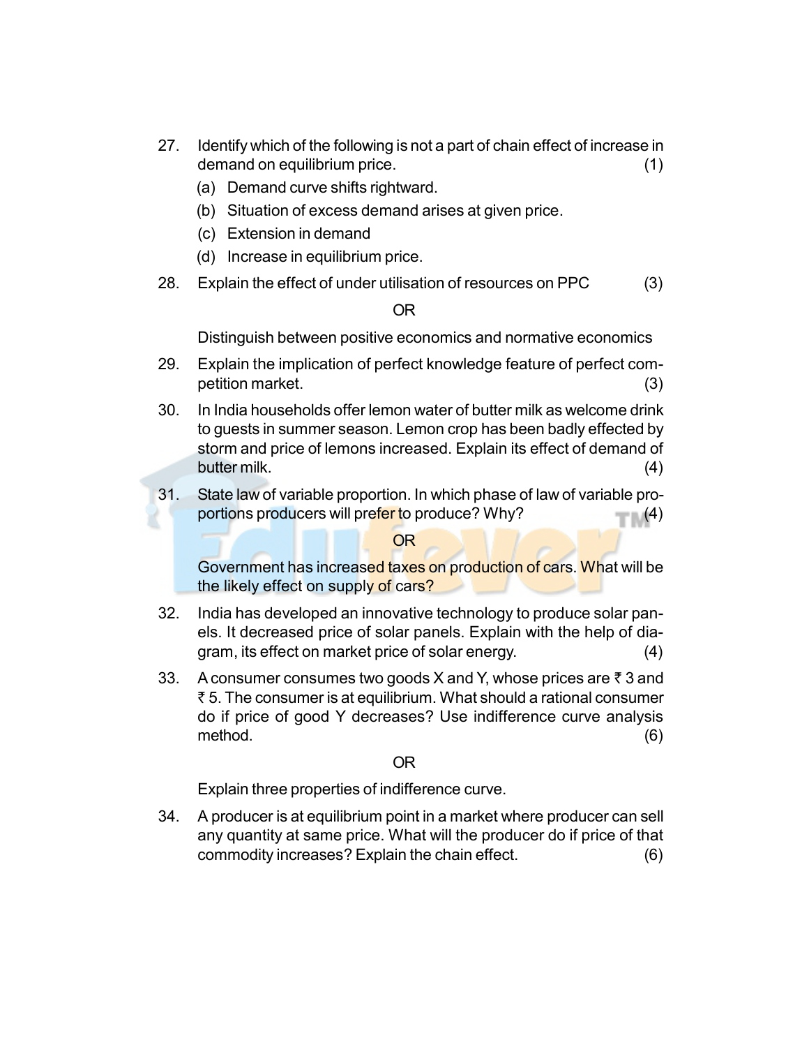27. Identify which of the following is not a part of chain effect of increase in demand on equilibrium price. (1)

    (a) Demand curve shifts rightward.

    (b) Situation of excess demand arises at given price.

    (c) Extension in demand

    (d) Increase in equilibrium price.

28. Explain the effect of under utilisation of resources on PPC (3)

    OR

    Distinguish between positive economics and normative economics

29. Explain the implication of perfect knowledge feature of perfect competition market. (3)

30. In India households offer lemon water of butter milk as welcome drink to guests in summer season. Lemon crop has been badly effected by storm and price of lemons increased. Explain its effect of demand of butter milk. (4)

31. State law of variable proportion. In which phase of law of variable proportions producers will prefer to produce? Why? (4)

    OR

    Government has increased taxes on production of cars. What will be the likely effect on supply of cars?

32. India has developed an innovative technology to produce solar panels. It decreased price of solar panels. Explain with the help of diagram, its effect on market price of solar energy. (4)

33. A consumer consumes two goods X and Y, whose prices are ₹ 3 and ₹ 5. The consumer is at equilibrium. What should a rational consumer do if price of good Y decreases? Use indifference curve analysis method. (6)

    OR

    Explain three properties of indifference curve.

34. A producer is at equilibrium point in a market where producer can sell any quantity at same price. What will the producer do if price of that commodity increases? Explain the chain effect. (6)